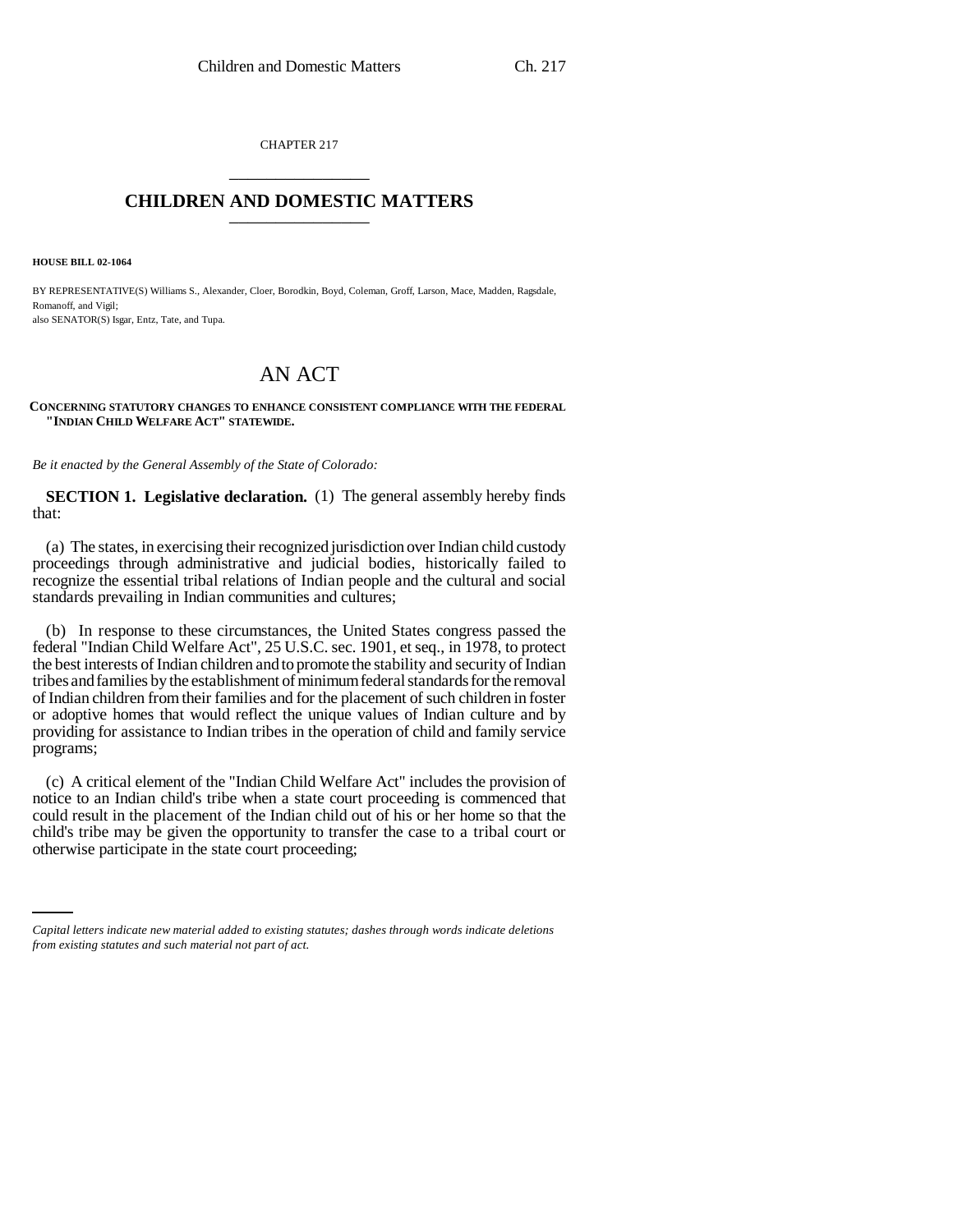CHAPTER 217

# CHILDREN AND DOMESTIC MATTERS

**HOUSE BILL 02-1064**

BY REPRESENTATIVE(S) Williams S., Alexander, Cloer, Borodkin, Boyd, Coleman, Groff, Larson, Mace, Madden, Ragsdale, Romanoff, and Vigil;
also SENATOR(S) Isgar, Entz, Tate, and Tupa.

# AN ACT

**CONCERNING STATUTORY CHANGES TO ENHANCE CONSISTENT COMPLIANCE WITH THE FEDERAL "INDIAN CHILD WELFARE ACT" STATEWIDE.**

*Be it enacted by the General Assembly of the State of Colorado:*

**SECTION 1. Legislative declaration.** (1) The general assembly hereby finds that:

(a) The states, in exercising their recognized jurisdiction over Indian child custody proceedings through administrative and judicial bodies, historically failed to recognize the essential tribal relations of Indian people and the cultural and social standards prevailing in Indian communities and cultures;

(b) In response to these circumstances, the United States congress passed the federal "Indian Child Welfare Act", 25 U.S.C. sec. 1901, et seq., in 1978, to protect the best interests of Indian children and to promote the stability and security of Indian tribes and families by the establishment of minimum federal standards for the removal of Indian children from their families and for the placement of such children in foster or adoptive homes that would reflect the unique values of Indian culture and by providing for assistance to Indian tribes in the operation of child and family service programs;

(c) A critical element of the "Indian Child Welfare Act" includes the provision of notice to an Indian child's tribe when a state court proceeding is commenced that could result in the placement of the Indian child out of his or her home so that the child's tribe may be given the opportunity to transfer the case to a tribal court or otherwise participate in the state court proceeding;

*Capital letters indicate new material added to existing statutes; dashes through words indicate deletions from existing statutes and such material not part of act.*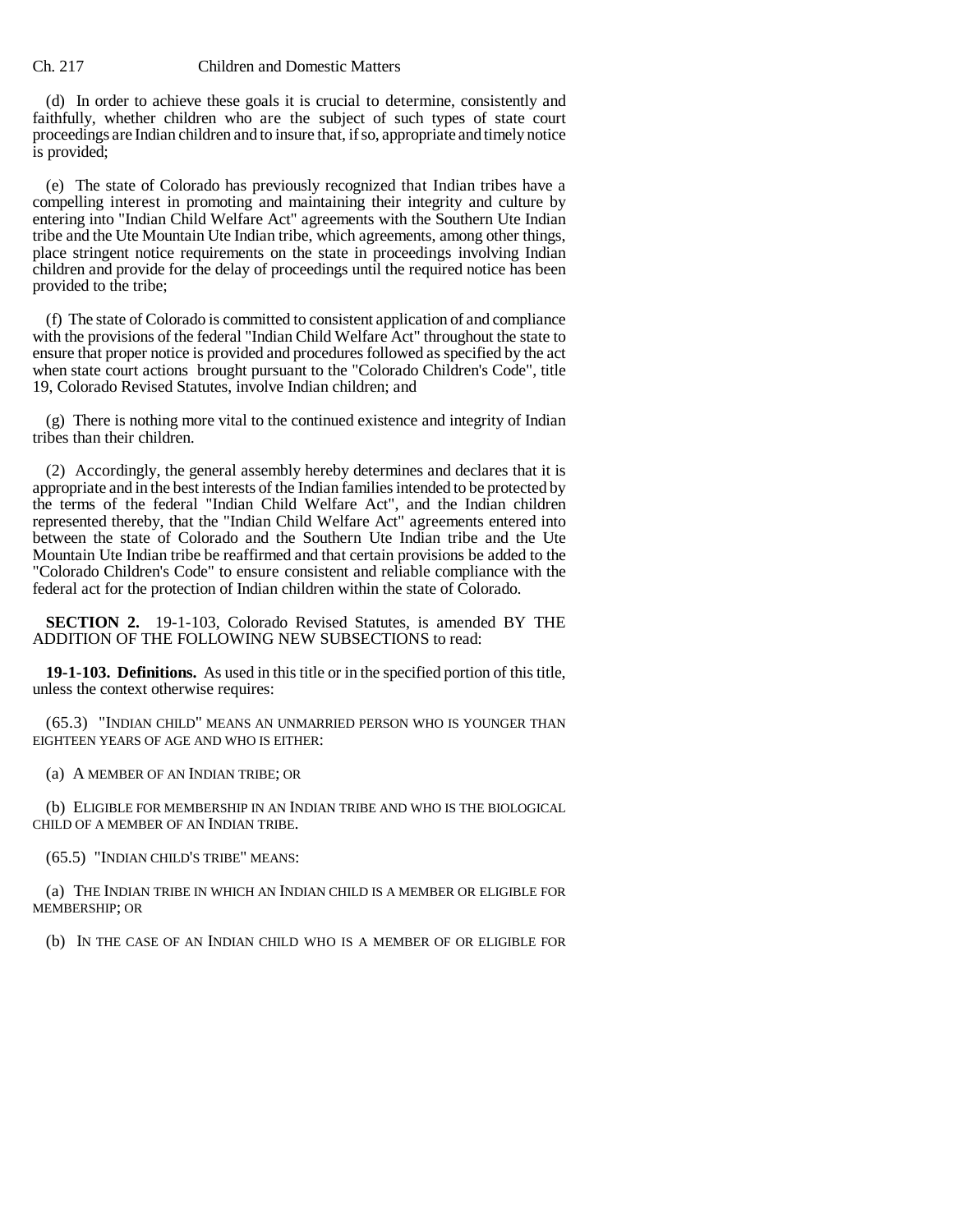(d) In order to achieve these goals it is crucial to determine, consistently and faithfully, whether children who are the subject of such types of state court proceedings are Indian children and to insure that, if so, appropriate and timely notice is provided;

(e) The state of Colorado has previously recognized that Indian tribes have a compelling interest in promoting and maintaining their integrity and culture by entering into "Indian Child Welfare Act" agreements with the Southern Ute Indian tribe and the Ute Mountain Ute Indian tribe, which agreements, among other things, place stringent notice requirements on the state in proceedings involving Indian children and provide for the delay of proceedings until the required notice has been provided to the tribe;

(f) The state of Colorado is committed to consistent application of and compliance with the provisions of the federal "Indian Child Welfare Act" throughout the state to ensure that proper notice is provided and procedures followed as specified by the act when state court actions brought pursuant to the "Colorado Children's Code", title 19, Colorado Revised Statutes, involve Indian children; and

(g) There is nothing more vital to the continued existence and integrity of Indian tribes than their children.

(2) Accordingly, the general assembly hereby determines and declares that it is appropriate and in the best interests of the Indian families intended to be protected by the terms of the federal "Indian Child Welfare Act", and the Indian children represented thereby, that the "Indian Child Welfare Act" agreements entered into between the state of Colorado and the Southern Ute Indian tribe and the Ute Mountain Ute Indian tribe be reaffirmed and that certain provisions be added to the "Colorado Children's Code" to ensure consistent and reliable compliance with the federal act for the protection of Indian children within the state of Colorado.

**SECTION 2.** 19-1-103, Colorado Revised Statutes, is amended BY THE ADDITION OF THE FOLLOWING NEW SUBSECTIONS to read:

**19-1-103. Definitions.** As used in this title or in the specified portion of this title, unless the context otherwise requires:

(65.3) "INDIAN CHILD" MEANS AN UNMARRIED PERSON WHO IS YOUNGER THAN EIGHTEEN YEARS OF AGE AND WHO IS EITHER:

(a) A MEMBER OF AN INDIAN TRIBE; OR

(b) ELIGIBLE FOR MEMBERSHIP IN AN INDIAN TRIBE AND WHO IS THE BIOLOGICAL CHILD OF A MEMBER OF AN INDIAN TRIBE.

(65.5) "INDIAN CHILD'S TRIBE" MEANS:

(a) THE INDIAN TRIBE IN WHICH AN INDIAN CHILD IS A MEMBER OR ELIGIBLE FOR MEMBERSHIP; OR

(b) IN THE CASE OF AN INDIAN CHILD WHO IS A MEMBER OF OR ELIGIBLE FOR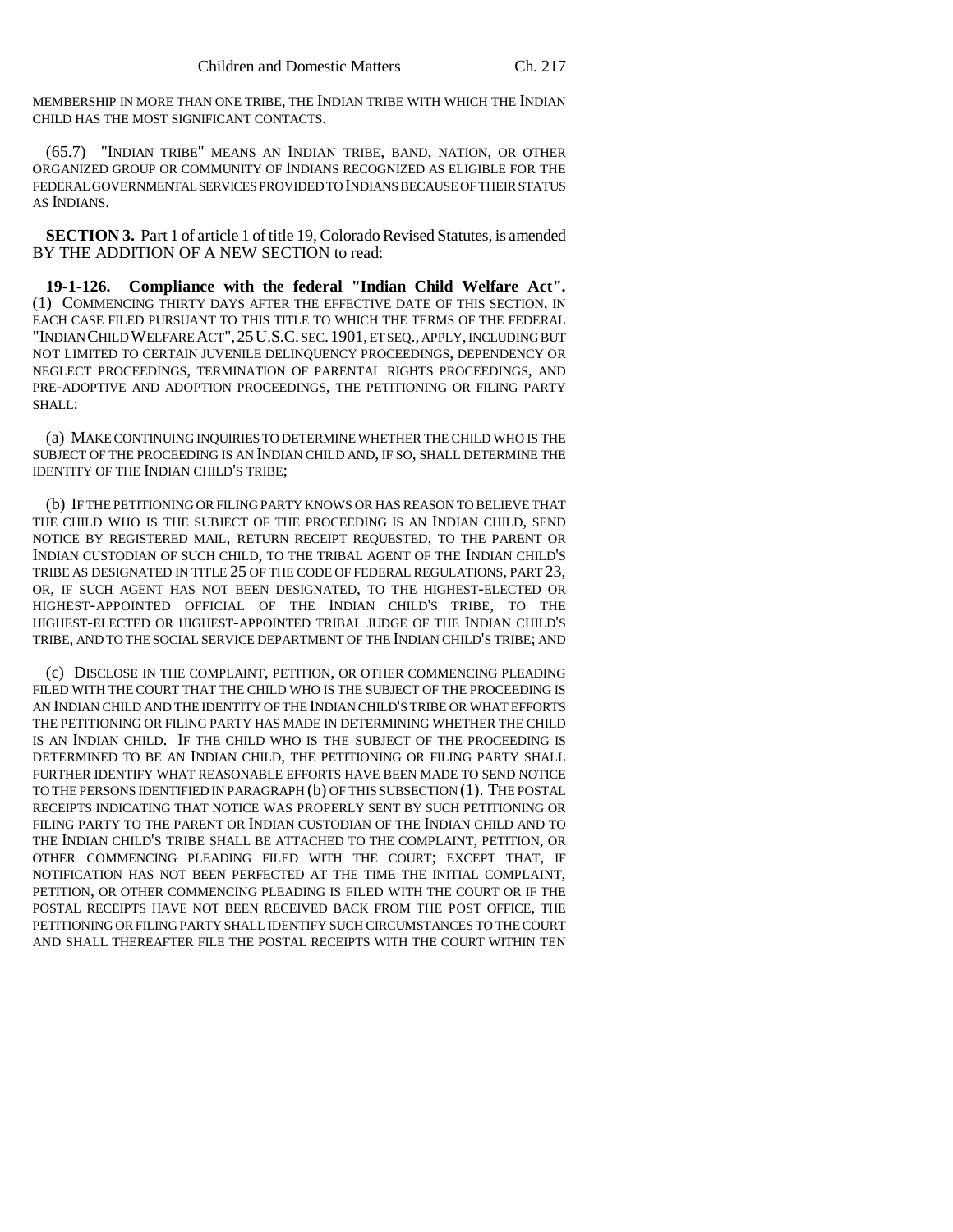MEMBERSHIP IN MORE THAN ONE TRIBE, THE INDIAN TRIBE WITH WHICH THE INDIAN CHILD HAS THE MOST SIGNIFICANT CONTACTS.

(65.7) "INDIAN TRIBE" MEANS AN INDIAN TRIBE, BAND, NATION, OR OTHER ORGANIZED GROUP OR COMMUNITY OF INDIANS RECOGNIZED AS ELIGIBLE FOR THE FEDERAL GOVERNMENTAL SERVICES PROVIDED TO INDIANS BECAUSE OF THEIR STATUS AS INDIANS.

**SECTION 3.** Part 1 of article 1 of title 19, Colorado Revised Statutes, is amended BY THE ADDITION OF A NEW SECTION to read:

**19-1-126. Compliance with the federal "Indian Child Welfare Act".** (1) COMMENCING THIRTY DAYS AFTER THE EFFECTIVE DATE OF THIS SECTION, IN EACH CASE FILED PURSUANT TO THIS TITLE TO WHICH THE TERMS OF THE FEDERAL "INDIAN CHILD WELFARE ACT", 25 U.S.C. SEC. 1901, ET SEQ., APPLY, INCLUDING BUT NOT LIMITED TO CERTAIN JUVENILE DELINQUENCY PROCEEDINGS, DEPENDENCY OR NEGLECT PROCEEDINGS, TERMINATION OF PARENTAL RIGHTS PROCEEDINGS, AND PRE-ADOPTIVE AND ADOPTION PROCEEDINGS, THE PETITIONING OR FILING PARTY SHALL:

(a) MAKE CONTINUING INQUIRIES TO DETERMINE WHETHER THE CHILD WHO IS THE SUBJECT OF THE PROCEEDING IS AN INDIAN CHILD AND, IF SO, SHALL DETERMINE THE IDENTITY OF THE INDIAN CHILD'S TRIBE;

(b) IF THE PETITIONING OR FILING PARTY KNOWS OR HAS REASON TO BELIEVE THAT THE CHILD WHO IS THE SUBJECT OF THE PROCEEDING IS AN INDIAN CHILD, SEND NOTICE BY REGISTERED MAIL, RETURN RECEIPT REQUESTED, TO THE PARENT OR INDIAN CUSTODIAN OF SUCH CHILD, TO THE TRIBAL AGENT OF THE INDIAN CHILD'S TRIBE AS DESIGNATED IN TITLE 25 OF THE CODE OF FEDERAL REGULATIONS, PART 23, OR, IF SUCH AGENT HAS NOT BEEN DESIGNATED, TO THE HIGHEST-ELECTED OR HIGHEST-APPOINTED OFFICIAL OF THE INDIAN CHILD'S TRIBE, TO THE HIGHEST-ELECTED OR HIGHEST-APPOINTED TRIBAL JUDGE OF THE INDIAN CHILD'S TRIBE, AND TO THE SOCIAL SERVICE DEPARTMENT OF THE INDIAN CHILD'S TRIBE; AND

(c) DISCLOSE IN THE COMPLAINT, PETITION, OR OTHER COMMENCING PLEADING FILED WITH THE COURT THAT THE CHILD WHO IS THE SUBJECT OF THE PROCEEDING IS AN INDIAN CHILD AND THE IDENTITY OF THE INDIAN CHILD'S TRIBE OR WHAT EFFORTS THE PETITIONING OR FILING PARTY HAS MADE IN DETERMINING WHETHER THE CHILD IS AN INDIAN CHILD. IF THE CHILD WHO IS THE SUBJECT OF THE PROCEEDING IS DETERMINED TO BE AN INDIAN CHILD, THE PETITIONING OR FILING PARTY SHALL FURTHER IDENTIFY WHAT REASONABLE EFFORTS HAVE BEEN MADE TO SEND NOTICE TO THE PERSONS IDENTIFIED IN PARAGRAPH (b) OF THIS SUBSECTION (1). THE POSTAL RECEIPTS INDICATING THAT NOTICE WAS PROPERLY SENT BY SUCH PETITIONING OR FILING PARTY TO THE PARENT OR INDIAN CUSTODIAN OF THE INDIAN CHILD AND TO THE INDIAN CHILD'S TRIBE SHALL BE ATTACHED TO THE COMPLAINT, PETITION, OR OTHER COMMENCING PLEADING FILED WITH THE COURT; EXCEPT THAT, IF NOTIFICATION HAS NOT BEEN PERFECTED AT THE TIME THE INITIAL COMPLAINT, PETITION, OR OTHER COMMENCING PLEADING IS FILED WITH THE COURT OR IF THE POSTAL RECEIPTS HAVE NOT BEEN RECEIVED BACK FROM THE POST OFFICE, THE PETITIONING OR FILING PARTY SHALL IDENTIFY SUCH CIRCUMSTANCES TO THE COURT AND SHALL THEREAFTER FILE THE POSTAL RECEIPTS WITH THE COURT WITHIN TEN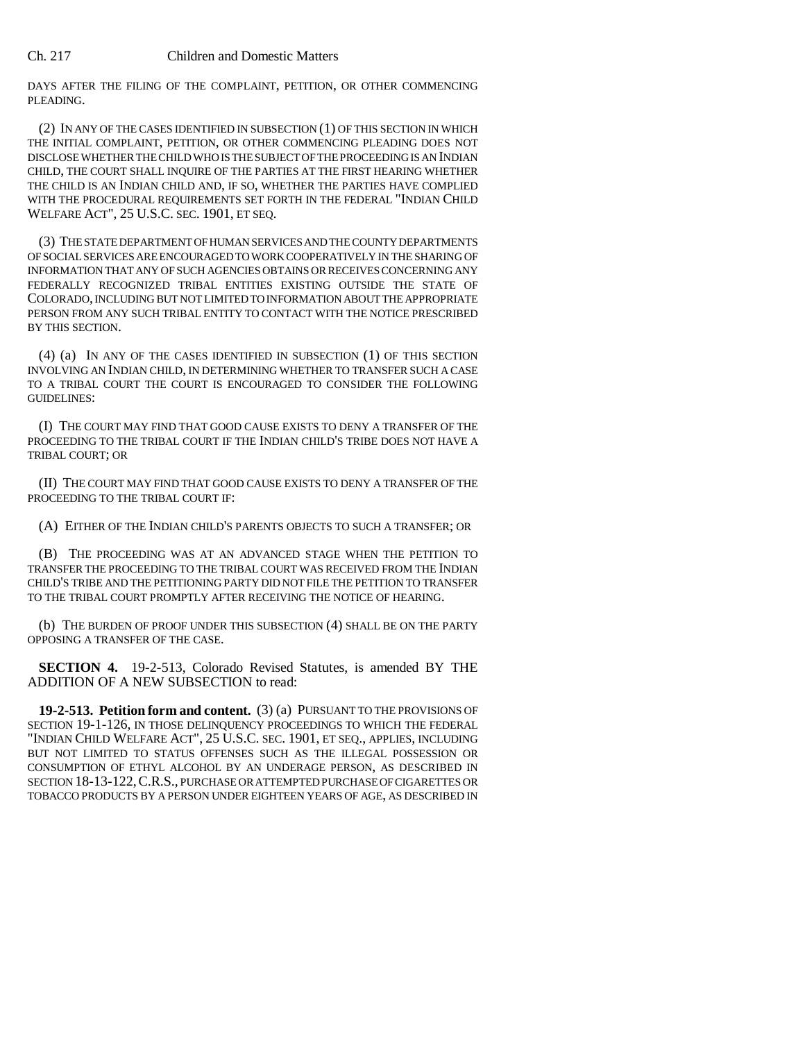DAYS AFTER THE FILING OF THE COMPLAINT, PETITION, OR OTHER COMMENCING PLEADING.

(2) IN ANY OF THE CASES IDENTIFIED IN SUBSECTION (1) OF THIS SECTION IN WHICH THE INITIAL COMPLAINT, PETITION, OR OTHER COMMENCING PLEADING DOES NOT DISCLOSE WHETHER THE CHILD WHO IS THE SUBJECT OF THE PROCEEDING IS AN INDIAN CHILD, THE COURT SHALL INQUIRE OF THE PARTIES AT THE FIRST HEARING WHETHER THE CHILD IS AN INDIAN CHILD AND, IF SO, WHETHER THE PARTIES HAVE COMPLIED WITH THE PROCEDURAL REQUIREMENTS SET FORTH IN THE FEDERAL "INDIAN CHILD WELFARE ACT", 25 U.S.C. SEC. 1901, ET SEQ.

(3) THE STATE DEPARTMENT OF HUMAN SERVICES AND THE COUNTY DEPARTMENTS OF SOCIAL SERVICES ARE ENCOURAGED TO WORK COOPERATIVELY IN THE SHARING OF INFORMATION THAT ANY OF SUCH AGENCIES OBTAINS OR RECEIVES CONCERNING ANY FEDERALLY RECOGNIZED TRIBAL ENTITIES EXISTING OUTSIDE THE STATE OF COLORADO, INCLUDING BUT NOT LIMITED TO INFORMATION ABOUT THE APPROPRIATE PERSON FROM ANY SUCH TRIBAL ENTITY TO CONTACT WITH THE NOTICE PRESCRIBED BY THIS SECTION.

(4) (a) IN ANY OF THE CASES IDENTIFIED IN SUBSECTION (1) OF THIS SECTION INVOLVING AN INDIAN CHILD, IN DETERMINING WHETHER TO TRANSFER SUCH A CASE TO A TRIBAL COURT THE COURT IS ENCOURAGED TO CONSIDER THE FOLLOWING GUIDELINES:

(I) THE COURT MAY FIND THAT GOOD CAUSE EXISTS TO DENY A TRANSFER OF THE PROCEEDING TO THE TRIBAL COURT IF THE INDIAN CHILD'S TRIBE DOES NOT HAVE A TRIBAL COURT; OR

(II) THE COURT MAY FIND THAT GOOD CAUSE EXISTS TO DENY A TRANSFER OF THE PROCEEDING TO THE TRIBAL COURT IF:

(A) EITHER OF THE INDIAN CHILD'S PARENTS OBJECTS TO SUCH A TRANSFER; OR

(B) THE PROCEEDING WAS AT AN ADVANCED STAGE WHEN THE PETITION TO TRANSFER THE PROCEEDING TO THE TRIBAL COURT WAS RECEIVED FROM THE INDIAN CHILD'S TRIBE AND THE PETITIONING PARTY DID NOT FILE THE PETITION TO TRANSFER TO THE TRIBAL COURT PROMPTLY AFTER RECEIVING THE NOTICE OF HEARING.

(b) THE BURDEN OF PROOF UNDER THIS SUBSECTION (4) SHALL BE ON THE PARTY OPPOSING A TRANSFER OF THE CASE.

**SECTION 4.** 19-2-513, Colorado Revised Statutes, is amended BY THE ADDITION OF A NEW SUBSECTION to read:

**19-2-513. Petition form and content.** (3) (a) PURSUANT TO THE PROVISIONS OF SECTION 19-1-126, IN THOSE DELINQUENCY PROCEEDINGS TO WHICH THE FEDERAL "INDIAN CHILD WELFARE ACT", 25 U.S.C. SEC. 1901, ET SEQ., APPLIES, INCLUDING BUT NOT LIMITED TO STATUS OFFENSES SUCH AS THE ILLEGAL POSSESSION OR CONSUMPTION OF ETHYL ALCOHOL BY AN UNDERAGE PERSON, AS DESCRIBED IN SECTION 18-13-122, C.R.S., PURCHASE OR ATTEMPTED PURCHASE OF CIGARETTES OR TOBACCO PRODUCTS BY A PERSON UNDER EIGHTEEN YEARS OF AGE, AS DESCRIBED IN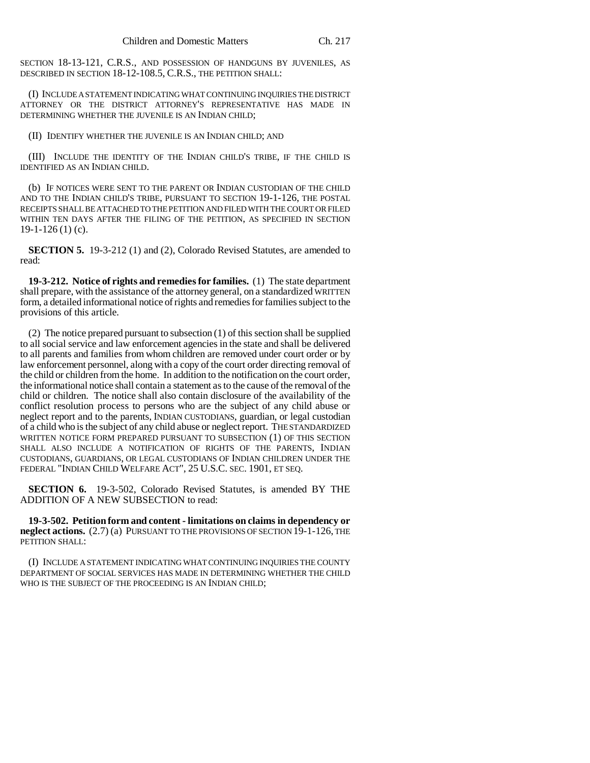SECTION 18-13-121, C.R.S., AND POSSESSION OF HANDGUNS BY JUVENILES, AS DESCRIBED IN SECTION 18-12-108.5, C.R.S., THE PETITION SHALL:

(I) INCLUDE A STATEMENT INDICATING WHAT CONTINUING INQUIRIES THE DISTRICT ATTORNEY OR THE DISTRICT ATTORNEY'S REPRESENTATIVE HAS MADE IN DETERMINING WHETHER THE JUVENILE IS AN INDIAN CHILD;

(II) IDENTIFY WHETHER THE JUVENILE IS AN INDIAN CHILD; AND

(III) INCLUDE THE IDENTITY OF THE INDIAN CHILD'S TRIBE, IF THE CHILD IS IDENTIFIED AS AN INDIAN CHILD.

(b) IF NOTICES WERE SENT TO THE PARENT OR INDIAN CUSTODIAN OF THE CHILD AND TO THE INDIAN CHILD'S TRIBE, PURSUANT TO SECTION 19-1-126, THE POSTAL RECEIPTS SHALL BE ATTACHED TO THE PETITION AND FILED WITH THE COURT OR FILED WITHIN TEN DAYS AFTER THE FILING OF THE PETITION, AS SPECIFIED IN SECTION 19-1-126 (1) (c).

**SECTION 5.** 19-3-212 (1) and (2), Colorado Revised Statutes, are amended to read:

**19-3-212. Notice of rights and remedies for families.** (1) The state department shall prepare, with the assistance of the attorney general, on a standardized WRITTEN form, a detailed informational notice of rights and remedies for families subject to the provisions of this article.

(2) The notice prepared pursuant to subsection (1) of this section shall be supplied to all social service and law enforcement agencies in the state and shall be delivered to all parents and families from whom children are removed under court order or by law enforcement personnel, along with a copy of the court order directing removal of the child or children from the home. In addition to the notification on the court order, the informational notice shall contain a statement as to the cause of the removal of the child or children. The notice shall also contain disclosure of the availability of the conflict resolution process to persons who are the subject of any child abuse or neglect report and to the parents, INDIAN CUSTODIANS, guardian, or legal custodian of a child who is the subject of any child abuse or neglect report. THE STANDARDIZED WRITTEN NOTICE FORM PREPARED PURSUANT TO SUBSECTION (1) OF THIS SECTION SHALL ALSO INCLUDE A NOTIFICATION OF RIGHTS OF THE PARENTS, INDIAN CUSTODIANS, GUARDIANS, OR LEGAL CUSTODIANS OF INDIAN CHILDREN UNDER THE FEDERAL "INDIAN CHILD WELFARE ACT", 25 U.S.C. SEC. 1901, ET SEQ.

**SECTION 6.** 19-3-502, Colorado Revised Statutes, is amended BY THE ADDITION OF A NEW SUBSECTION to read:

**19-3-502. Petition form and content - limitations on claims in dependency or neglect actions.** (2.7) (a) PURSUANT TO THE PROVISIONS OF SECTION 19-1-126, THE PETITION SHALL:

(I) INCLUDE A STATEMENT INDICATING WHAT CONTINUING INQUIRIES THE COUNTY DEPARTMENT OF SOCIAL SERVICES HAS MADE IN DETERMINING WHETHER THE CHILD WHO IS THE SUBJECT OF THE PROCEEDING IS AN INDIAN CHILD;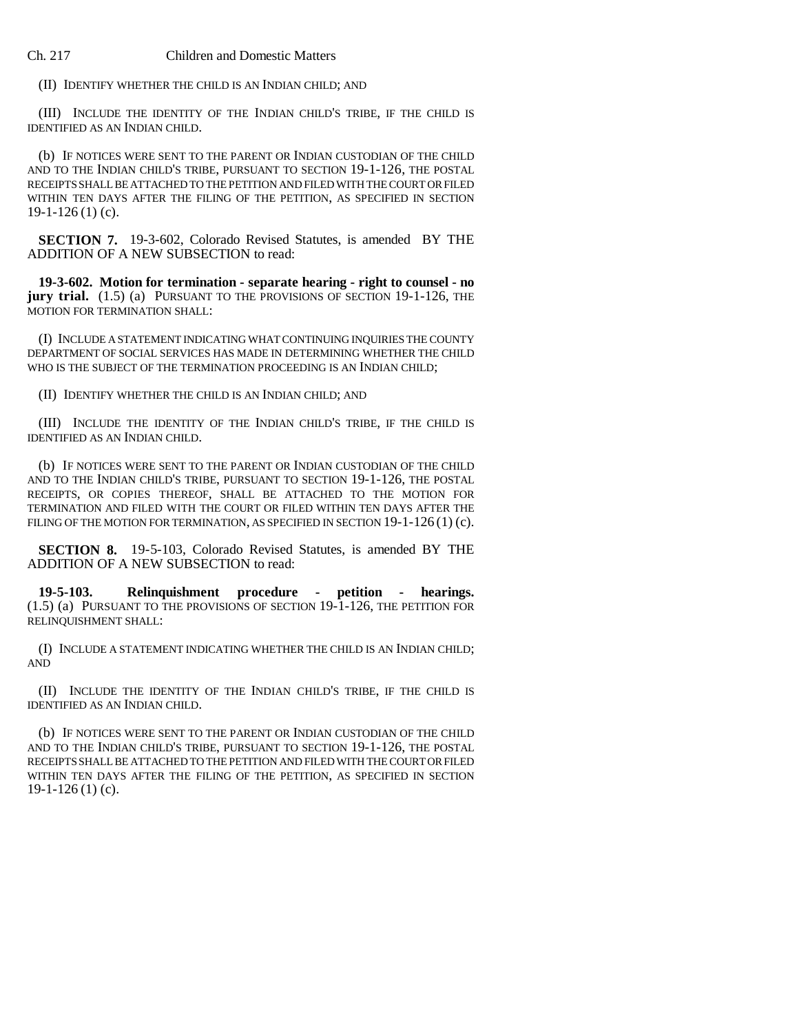(II) IDENTIFY WHETHER THE CHILD IS AN INDIAN CHILD; AND

(III) INCLUDE THE IDENTITY OF THE INDIAN CHILD'S TRIBE, IF THE CHILD IS IDENTIFIED AS AN INDIAN CHILD.

(b) IF NOTICES WERE SENT TO THE PARENT OR INDIAN CUSTODIAN OF THE CHILD AND TO THE INDIAN CHILD'S TRIBE, PURSUANT TO SECTION 19-1-126, THE POSTAL RECEIPTS SHALL BE ATTACHED TO THE PETITION AND FILED WITH THE COURT OR FILED WITHIN TEN DAYS AFTER THE FILING OF THE PETITION, AS SPECIFIED IN SECTION 19-1-126 (1) (c).

**SECTION 7.** 19-3-602, Colorado Revised Statutes, is amended BY THE ADDITION OF A NEW SUBSECTION to read:

**19-3-602. Motion for termination - separate hearing - right to counsel - no jury trial.** (1.5) (a) PURSUANT TO THE PROVISIONS OF SECTION 19-1-126, THE MOTION FOR TERMINATION SHALL:

(I) INCLUDE A STATEMENT INDICATING WHAT CONTINUING INQUIRIES THE COUNTY DEPARTMENT OF SOCIAL SERVICES HAS MADE IN DETERMINING WHETHER THE CHILD WHO IS THE SUBJECT OF THE TERMINATION PROCEEDING IS AN INDIAN CHILD;

(II) IDENTIFY WHETHER THE CHILD IS AN INDIAN CHILD; AND

(III) INCLUDE THE IDENTITY OF THE INDIAN CHILD'S TRIBE, IF THE CHILD IS IDENTIFIED AS AN INDIAN CHILD.

(b) IF NOTICES WERE SENT TO THE PARENT OR INDIAN CUSTODIAN OF THE CHILD AND TO THE INDIAN CHILD'S TRIBE, PURSUANT TO SECTION 19-1-126, THE POSTAL RECEIPTS, OR COPIES THEREOF, SHALL BE ATTACHED TO THE MOTION FOR TERMINATION AND FILED WITH THE COURT OR FILED WITHIN TEN DAYS AFTER THE FILING OF THE MOTION FOR TERMINATION, AS SPECIFIED IN SECTION 19-1-126 (1) (c).

**SECTION 8.** 19-5-103, Colorado Revised Statutes, is amended BY THE ADDITION OF A NEW SUBSECTION to read:

**19-5-103. Relinquishment procedure - petition - hearings.** (1.5) (a) PURSUANT TO THE PROVISIONS OF SECTION 19-1-126, THE PETITION FOR RELINQUISHMENT SHALL:

(I) INCLUDE A STATEMENT INDICATING WHETHER THE CHILD IS AN INDIAN CHILD; AND

(II) INCLUDE THE IDENTITY OF THE INDIAN CHILD'S TRIBE, IF THE CHILD IS IDENTIFIED AS AN INDIAN CHILD.

(b) IF NOTICES WERE SENT TO THE PARENT OR INDIAN CUSTODIAN OF THE CHILD AND TO THE INDIAN CHILD'S TRIBE, PURSUANT TO SECTION 19-1-126, THE POSTAL RECEIPTS SHALL BE ATTACHED TO THE PETITION AND FILED WITH THE COURT OR FILED WITHIN TEN DAYS AFTER THE FILING OF THE PETITION, AS SPECIFIED IN SECTION 19-1-126 (1) (c).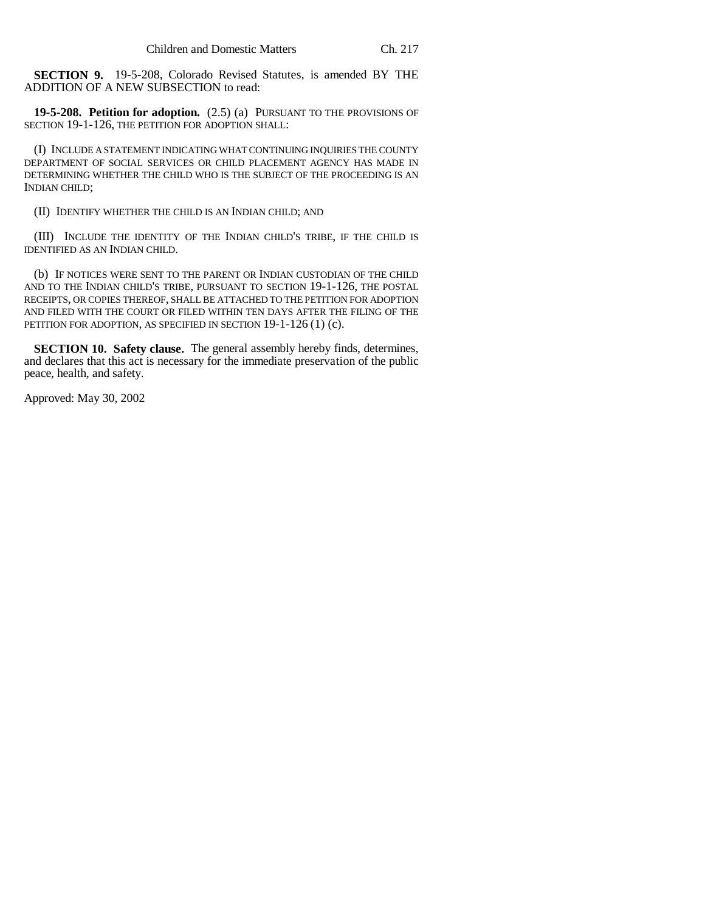**SECTION 9.** 19-5-208, Colorado Revised Statutes, is amended BY THE ADDITION OF A NEW SUBSECTION to read:

**19-5-208. Petition for adoption.** (2.5) (a) PURSUANT TO THE PROVISIONS OF SECTION 19-1-126, THE PETITION FOR ADOPTION SHALL:

(I) INCLUDE A STATEMENT INDICATING WHAT CONTINUING INQUIRIES THE COUNTY DEPARTMENT OF SOCIAL SERVICES OR CHILD PLACEMENT AGENCY HAS MADE IN DETERMINING WHETHER THE CHILD WHO IS THE SUBJECT OF THE PROCEEDING IS AN INDIAN CHILD;

(II) IDENTIFY WHETHER THE CHILD IS AN INDIAN CHILD; AND

(III) INCLUDE THE IDENTITY OF THE INDIAN CHILD'S TRIBE, IF THE CHILD IS IDENTIFIED AS AN INDIAN CHILD.

(b) IF NOTICES WERE SENT TO THE PARENT OR INDIAN CUSTODIAN OF THE CHILD AND TO THE INDIAN CHILD'S TRIBE, PURSUANT TO SECTION 19-1-126, THE POSTAL RECEIPTS, OR COPIES THEREOF, SHALL BE ATTACHED TO THE PETITION FOR ADOPTION AND FILED WITH THE COURT OR FILED WITHIN TEN DAYS AFTER THE FILING OF THE PETITION FOR ADOPTION, AS SPECIFIED IN SECTION 19-1-126 (1) (c).

**SECTION 10. Safety clause.** The general assembly hereby finds, determines, and declares that this act is necessary for the immediate preservation of the public peace, health, and safety.

Approved: May 30, 2002